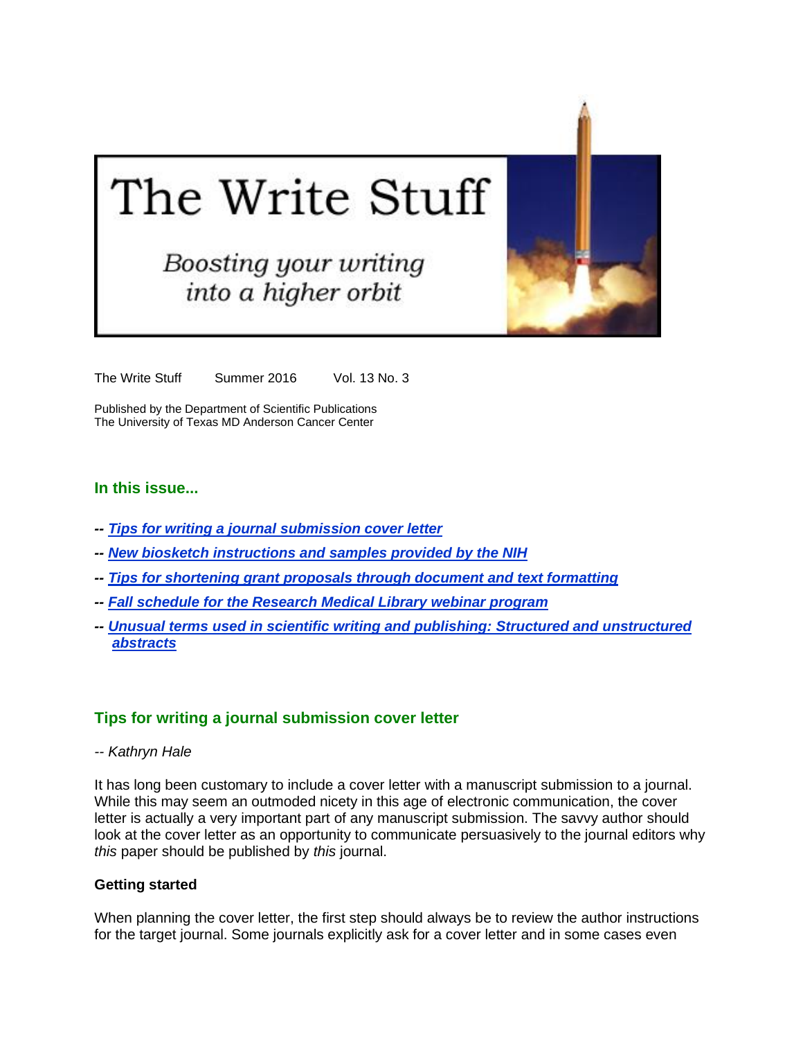# The Write Stuff

*Boosting your writing into a higher orbit*

The Write Stuff     Summer 2016     Vol. 13 No. 3

Published by the Department of Scientific Publications
The University of Texas MD Anderson Cancer Center

## In this issue...

-- ***Tips for writing a journal submission cover letter***

-- ***New biosketch instructions and samples provided by the NIH***

-- ***Tips for shortening grant proposals through document and text formatting***

-- ***Fall schedule for the Research Medical Library webinar program***

-- ***Unusual terms used in scientific writing and publishing: Structured and unstructured abstracts***

## Tips for writing a journal submission cover letter

*-- Kathryn Hale*

It has long been customary to include a cover letter with a manuscript submission to a journal. While this may seem an outmoded nicety in this age of electronic communication, the cover letter is actually a very important part of any manuscript submission. The savvy author should look at the cover letter as an opportunity to communicate persuasively to the journal editors why *this* paper should be published by *this* journal.

### Getting started

When planning the cover letter, the first step should always be to review the author instructions for the target journal. Some journals explicitly ask for a cover letter and in some cases even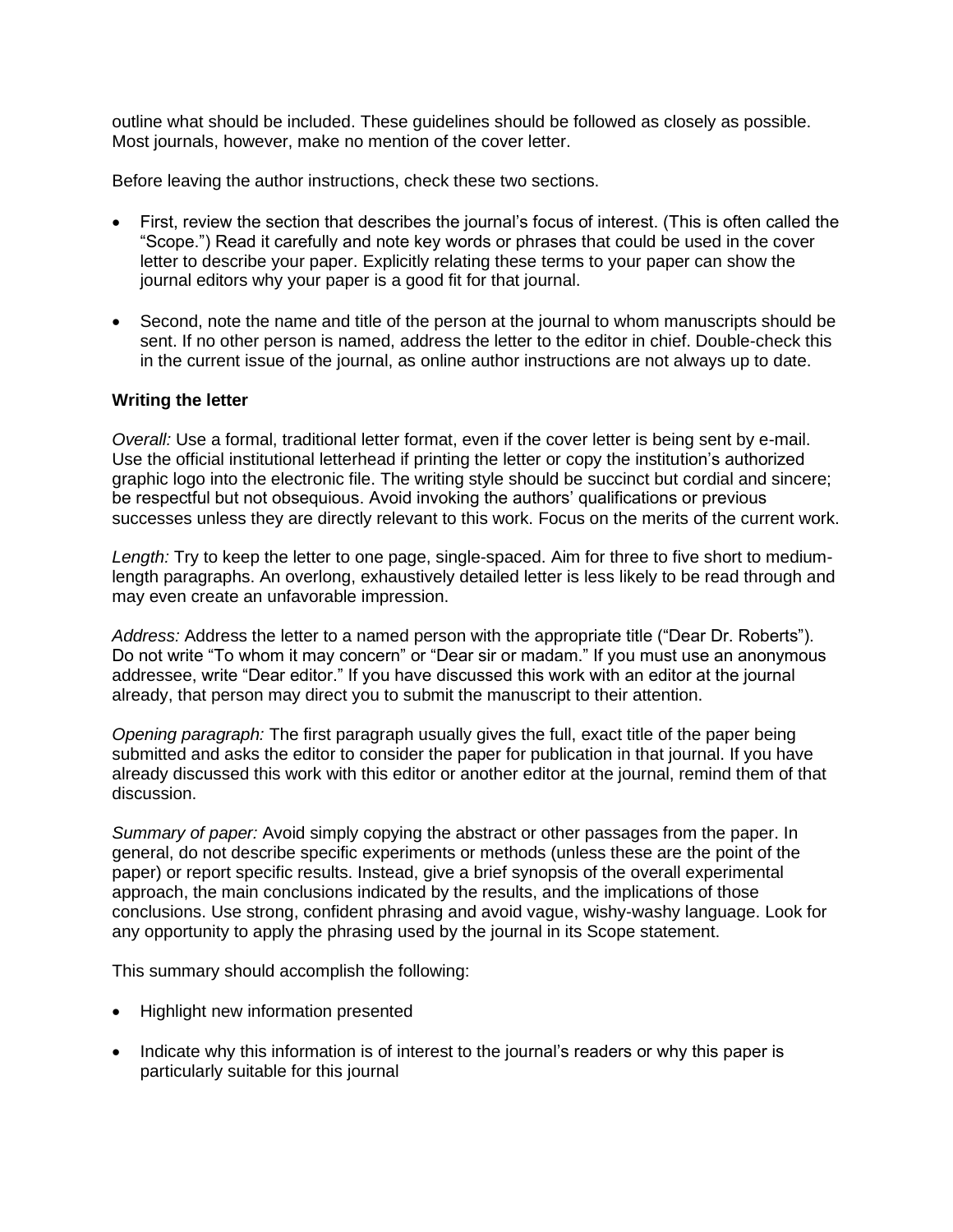outline what should be included. These guidelines should be followed as closely as possible. Most journals, however, make no mention of the cover letter.

Before leaving the author instructions, check these two sections.

- First, review the section that describes the journal's focus of interest. (This is often called the "Scope.") Read it carefully and note key words or phrases that could be used in the cover letter to describe your paper. Explicitly relating these terms to your paper can show the journal editors why your paper is a good fit for that journal.

- Second, note the name and title of the person at the journal to whom manuscripts should be sent. If no other person is named, address the letter to the editor in chief. Double-check this in the current issue of the journal, as online author instructions are not always up to date.

### Writing the letter

*Overall:* Use a formal, traditional letter format, even if the cover letter is being sent by e-mail. Use the official institutional letterhead if printing the letter or copy the institution's authorized graphic logo into the electronic file. The writing style should be succinct but cordial and sincere; be respectful but not obsequious. Avoid invoking the authors' qualifications or previous successes unless they are directly relevant to this work. Focus on the merits of the current work.

*Length:* Try to keep the letter to one page, single-spaced. Aim for three to five short to medium-length paragraphs. An overlong, exhaustively detailed letter is less likely to be read through and may even create an unfavorable impression.

*Address:* Address the letter to a named person with the appropriate title ("Dear Dr. Roberts"). Do not write "To whom it may concern" or "Dear sir or madam." If you must use an anonymous addressee, write "Dear editor." If you have discussed this work with an editor at the journal already, that person may direct you to submit the manuscript to their attention.

*Opening paragraph:* The first paragraph usually gives the full, exact title of the paper being submitted and asks the editor to consider the paper for publication in that journal. If you have already discussed this work with this editor or another editor at the journal, remind them of that discussion.

*Summary of paper:* Avoid simply copying the abstract or other passages from the paper. In general, do not describe specific experiments or methods (unless these are the point of the paper) or report specific results. Instead, give a brief synopsis of the overall experimental approach, the main conclusions indicated by the results, and the implications of those conclusions. Use strong, confident phrasing and avoid vague, wishy-washy language. Look for any opportunity to apply the phrasing used by the journal in its Scope statement.

This summary should accomplish the following:

- Highlight new information presented

- Indicate why this information is of interest to the journal's readers or why this paper is particularly suitable for this journal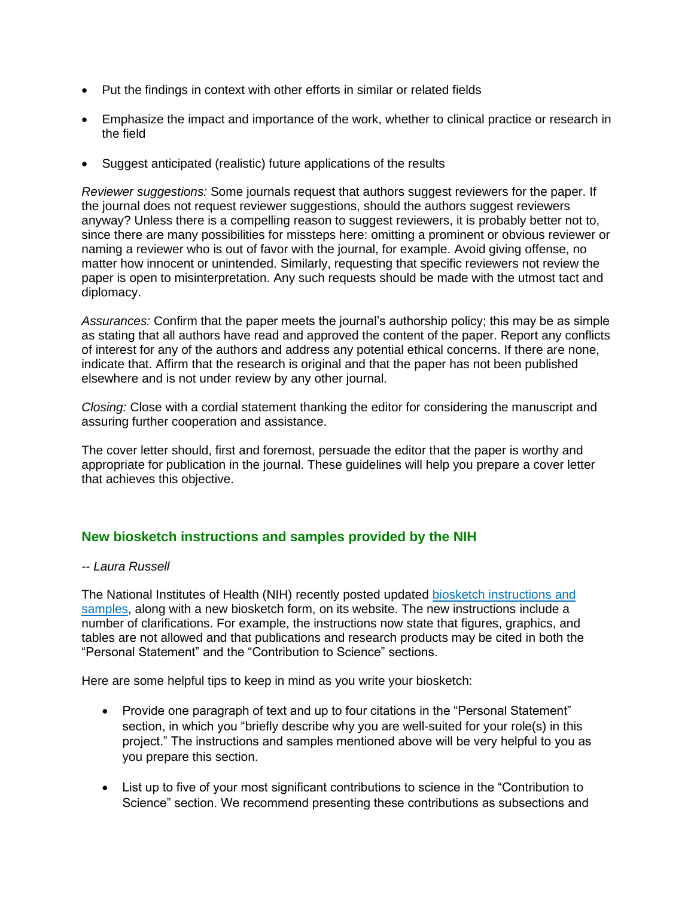- Put the findings in context with other efforts in similar or related fields
- Emphasize the impact and importance of the work, whether to clinical practice or research in the field
- Suggest anticipated (realistic) future applications of the results

*Reviewer suggestions:* Some journals request that authors suggest reviewers for the paper. If the journal does not request reviewer suggestions, should the authors suggest reviewers anyway? Unless there is a compelling reason to suggest reviewers, it is probably better not to, since there are many possibilities for missteps here: omitting a prominent or obvious reviewer or naming a reviewer who is out of favor with the journal, for example. Avoid giving offense, no matter how innocent or unintended. Similarly, requesting that specific reviewers not review the paper is open to misinterpretation. Any such requests should be made with the utmost tact and diplomacy.

*Assurances:* Confirm that the paper meets the journal's authorship policy; this may be as simple as stating that all authors have read and approved the content of the paper. Report any conflicts of interest for any of the authors and address any potential ethical concerns. If there are none, indicate that. Affirm that the research is original and that the paper has not been published elsewhere and is not under review by any other journal.

*Closing:* Close with a cordial statement thanking the editor for considering the manuscript and assuring further cooperation and assistance.

The cover letter should, first and foremost, persuade the editor that the paper is worthy and appropriate for publication in the journal. These guidelines will help you prepare a cover letter that achieves this objective.

## New biosketch instructions and samples provided by the NIH

*-- Laura Russell*

The National Institutes of Health (NIH) recently posted updated biosketch instructions and samples, along with a new biosketch form, on its website. The new instructions include a number of clarifications. For example, the instructions now state that figures, graphics, and tables are not allowed and that publications and research products may be cited in both the "Personal Statement" and the "Contribution to Science" sections.

Here are some helpful tips to keep in mind as you write your biosketch:

- Provide one paragraph of text and up to four citations in the "Personal Statement" section, in which you "briefly describe why you are well-suited for your role(s) in this project." The instructions and samples mentioned above will be very helpful to you as you prepare this section.
- List up to five of your most significant contributions to science in the "Contribution to Science" section. We recommend presenting these contributions as subsections and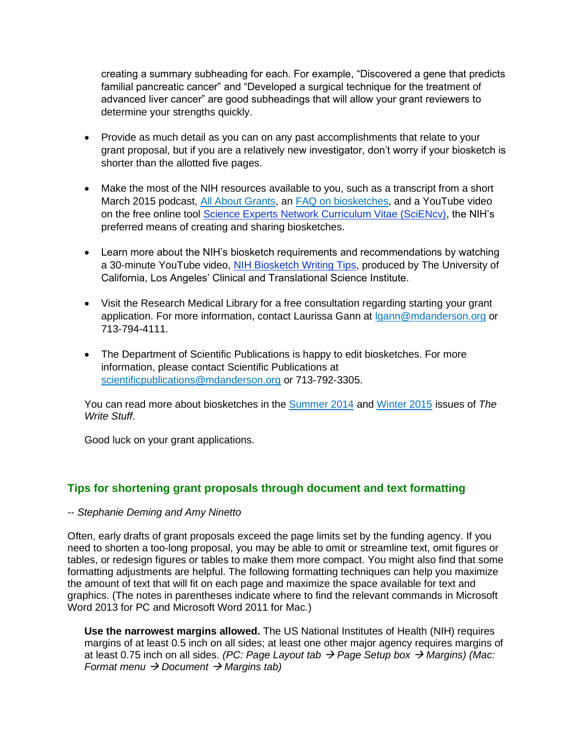creating a summary subheading for each. For example, "Discovered a gene that predicts familial pancreatic cancer" and "Developed a surgical technique for the treatment of advanced liver cancer" are good subheadings that will allow your grant reviewers to determine your strengths quickly.

- Provide as much detail as you can on any past accomplishments that relate to your grant proposal, but if you are a relatively new investigator, don't worry if your biosketch is shorter than the allotted five pages.

- Make the most of the NIH resources available to you, such as a transcript from a short March 2015 podcast, All About Grants, an FAQ on biosketches, and a YouTube video on the free online tool Science Experts Network Curriculum Vitae (SciENcv), the NIH's preferred means of creating and sharing biosketches.

- Learn more about the NIH's biosketch requirements and recommendations by watching a 30-minute YouTube video, NIH Biosketch Writing Tips, produced by The University of California, Los Angeles' Clinical and Translational Science Institute.

- Visit the Research Medical Library for a free consultation regarding starting your grant application. For more information, contact Laurissa Gann at lgann@mdanderson.org or 713-794-4111.

- The Department of Scientific Publications is happy to edit biosketches. For more information, please contact Scientific Publications at scientificpublications@mdanderson.org or 713-792-3305.

You can read more about biosketches in the Summer 2014 and Winter 2015 issues of *The Write Stuff*.

Good luck on your grant applications.

## Tips for shortening grant proposals through document and text formatting

*-- Stephanie Deming and Amy Ninetto*

Often, early drafts of grant proposals exceed the page limits set by the funding agency. If you need to shorten a too-long proposal, you may be able to omit or streamline text, omit figures or tables, or redesign figures or tables to make them more compact. You might also find that some formatting adjustments are helpful. The following formatting techniques can help you maximize the amount of text that will fit on each page and maximize the space available for text and graphics. (The notes in parentheses indicate where to find the relevant commands in Microsoft Word 2013 for PC and Microsoft Word 2011 for Mac.)

**Use the narrowest margins allowed.** The US National Institutes of Health (NIH) requires margins of at least 0.5 inch on all sides; at least one other major agency requires margins of at least 0.75 inch on all sides. *(PC: Page Layout tab → Page Setup box → Margins) (Mac: Format menu → Document → Margins tab)*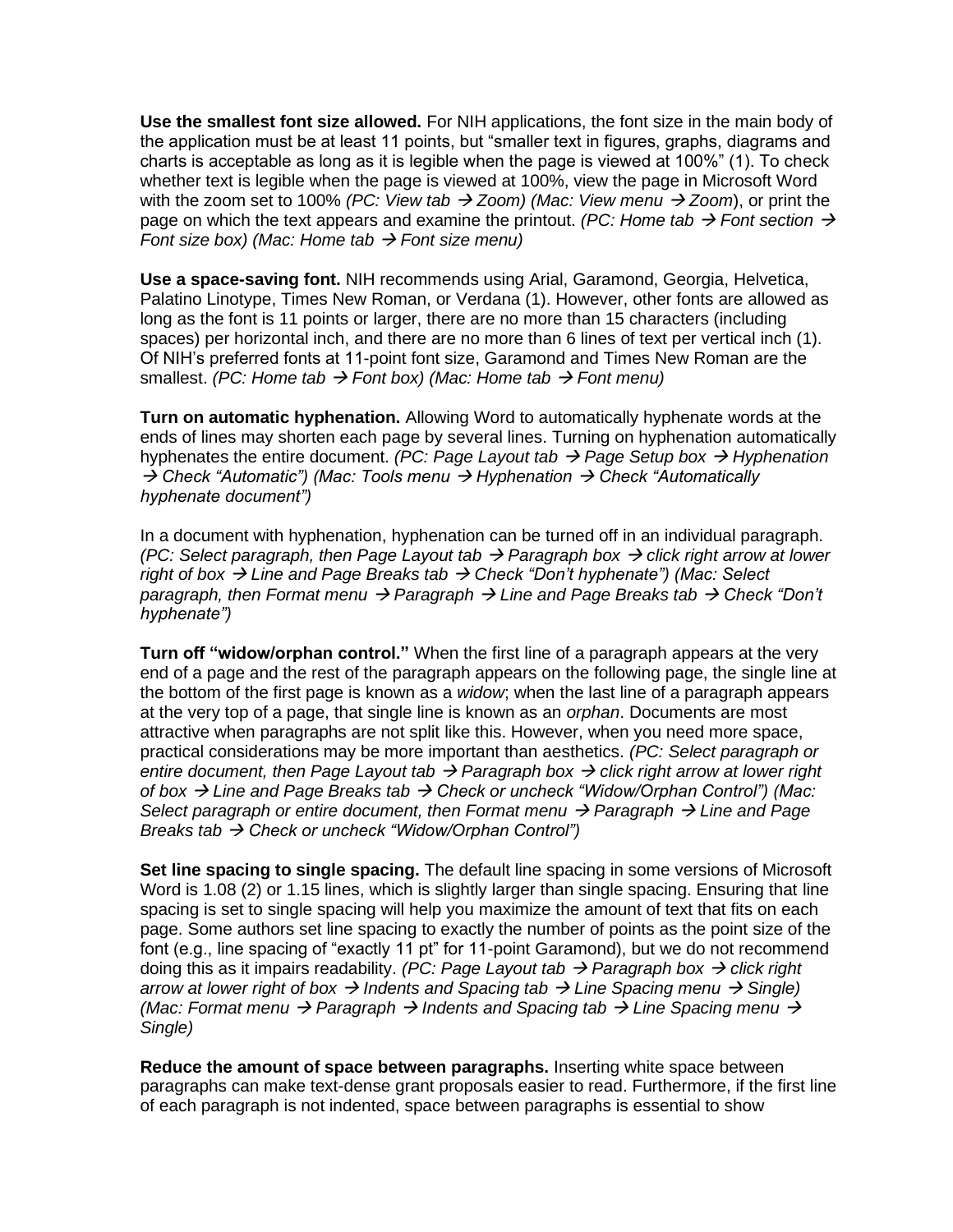**Use the smallest font size allowed.** For NIH applications, the font size in the main body of the application must be at least 11 points, but "smaller text in figures, graphs, diagrams and charts is acceptable as long as it is legible when the page is viewed at 100%" (1). To check whether text is legible when the page is viewed at 100%, view the page in Microsoft Word with the zoom set to 100% *(PC: View tab → Zoom) (Mac: View menu → Zoom*), or print the page on which the text appears and examine the printout. *(PC: Home tab → Font section → Font size box) (Mac: Home tab → Font size menu)*

**Use a space-saving font.** NIH recommends using Arial, Garamond, Georgia, Helvetica, Palatino Linotype, Times New Roman, or Verdana (1). However, other fonts are allowed as long as the font is 11 points or larger, there are no more than 15 characters (including spaces) per horizontal inch, and there are no more than 6 lines of text per vertical inch (1). Of NIH's preferred fonts at 11-point font size, Garamond and Times New Roman are the smallest. *(PC: Home tab → Font box) (Mac: Home tab → Font menu)*

**Turn on automatic hyphenation.** Allowing Word to automatically hyphenate words at the ends of lines may shorten each page by several lines. Turning on hyphenation automatically hyphenates the entire document. *(PC: Page Layout tab → Page Setup box → Hyphenation → Check "Automatic") (Mac: Tools menu → Hyphenation → Check "Automatically hyphenate document")*

In a document with hyphenation, hyphenation can be turned off in an individual paragraph. *(PC: Select paragraph, then Page Layout tab → Paragraph box → click right arrow at lower right of box → Line and Page Breaks tab → Check "Don't hyphenate") (Mac: Select paragraph, then Format menu → Paragraph → Line and Page Breaks tab → Check "Don't hyphenate")*

**Turn off "widow/orphan control."** When the first line of a paragraph appears at the very end of a page and the rest of the paragraph appears on the following page, the single line at the bottom of the first page is known as a *widow*; when the last line of a paragraph appears at the very top of a page, that single line is known as an *orphan*. Documents are most attractive when paragraphs are not split like this. However, when you need more space, practical considerations may be more important than aesthetics. *(PC: Select paragraph or entire document, then Page Layout tab → Paragraph box → click right arrow at lower right of box → Line and Page Breaks tab → Check or uncheck "Widow/Orphan Control") (Mac: Select paragraph or entire document, then Format menu → Paragraph → Line and Page Breaks tab → Check or uncheck "Widow/Orphan Control")*

**Set line spacing to single spacing.** The default line spacing in some versions of Microsoft Word is 1.08 (2) or 1.15 lines, which is slightly larger than single spacing. Ensuring that line spacing is set to single spacing will help you maximize the amount of text that fits on each page. Some authors set line spacing to exactly the number of points as the point size of the font (e.g., line spacing of "exactly 11 pt" for 11-point Garamond), but we do not recommend doing this as it impairs readability. *(PC: Page Layout tab → Paragraph box → click right arrow at lower right of box → Indents and Spacing tab → Line Spacing menu → Single) (Mac: Format menu → Paragraph → Indents and Spacing tab → Line Spacing menu → Single)*

**Reduce the amount of space between paragraphs.** Inserting white space between paragraphs can make text-dense grant proposals easier to read. Furthermore, if the first line of each paragraph is not indented, space between paragraphs is essential to show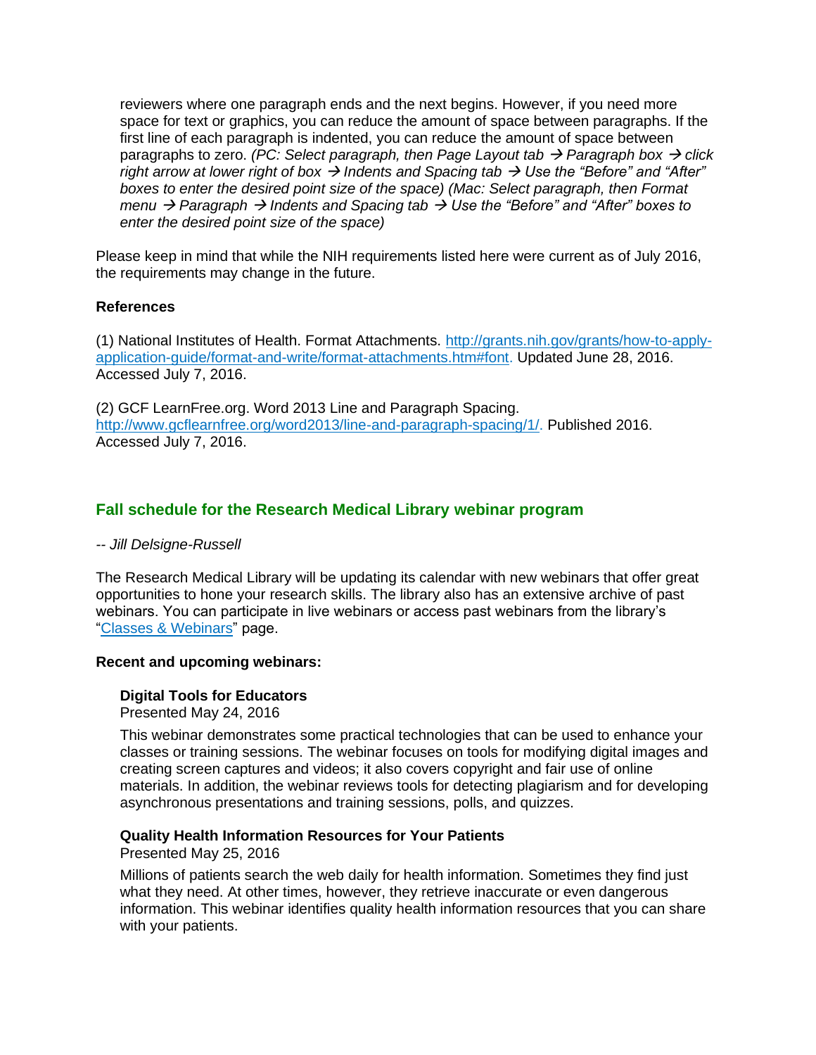reviewers where one paragraph ends and the next begins. However, if you need more space for text or graphics, you can reduce the amount of space between paragraphs. If the first line of each paragraph is indented, you can reduce the amount of space between paragraphs to zero. *(PC: Select paragraph, then Page Layout tab → Paragraph box → click right arrow at lower right of box → Indents and Spacing tab → Use the "Before" and "After" boxes to enter the desired point size of the space) (Mac: Select paragraph, then Format menu → Paragraph → Indents and Spacing tab → Use the "Before" and "After" boxes to enter the desired point size of the space)*

Please keep in mind that while the NIH requirements listed here were current as of July 2016, the requirements may change in the future.

**References**

(1) National Institutes of Health. Format Attachments. [http://grants.nih.gov/grants/how-to-apply-application-guide/format-and-write/format-attachments.htm#font](http://grants.nih.gov/grants/how-to-apply-application-guide/format-and-write/format-attachments.htm#font). Updated June 28, 2016. Accessed July 7, 2016.

(2) GCF LearnFree.org. Word 2013 Line and Paragraph Spacing. [http://www.gcflearnfree.org/word2013/line-and-paragraph-spacing/1/](http://www.gcflearnfree.org/word2013/line-and-paragraph-spacing/1/). Published 2016. Accessed July 7, 2016.

## Fall schedule for the Research Medical Library webinar program

*-- Jill Delsigne-Russell*

The Research Medical Library will be updating its calendar with new webinars that offer great opportunities to hone your research skills. The library also has an extensive archive of past webinars. You can participate in live webinars or access past webinars from the library's "Classes & Webinars" page.

**Recent and upcoming webinars:**

**Digital Tools for Educators**
Presented May 24, 2016

This webinar demonstrates some practical technologies that can be used to enhance your classes or training sessions. The webinar focuses on tools for modifying digital images and creating screen captures and videos; it also covers copyright and fair use of online materials. In addition, the webinar reviews tools for detecting plagiarism and for developing asynchronous presentations and training sessions, polls, and quizzes.

**Quality Health Information Resources for Your Patients**
Presented May 25, 2016

Millions of patients search the web daily for health information. Sometimes they find just what they need. At other times, however, they retrieve inaccurate or even dangerous information. This webinar identifies quality health information resources that you can share with your patients.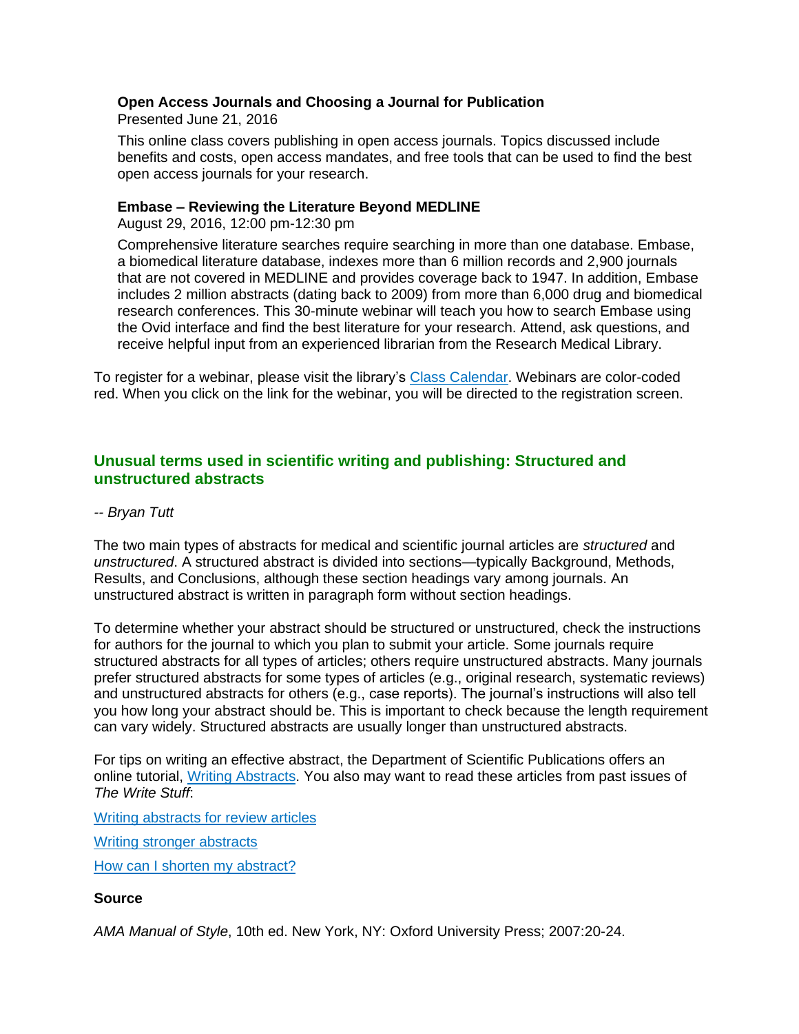**Open Access Journals and Choosing a Journal for Publication**
Presented June 21, 2016

This online class covers publishing in open access journals. Topics discussed include benefits and costs, open access mandates, and free tools that can be used to find the best open access journals for your research.

**Embase – Reviewing the Literature Beyond MEDLINE**
August 29, 2016, 12:00 pm-12:30 pm

Comprehensive literature searches require searching in more than one database. Embase, a biomedical literature database, indexes more than 6 million records and 2,900 journals that are not covered in MEDLINE and provides coverage back to 1947. In addition, Embase includes 2 million abstracts (dating back to 2009) from more than 6,000 drug and biomedical research conferences. This 30-minute webinar will teach you how to search Embase using the Ovid interface and find the best literature for your research. Attend, ask questions, and receive helpful input from an experienced librarian from the Research Medical Library.

To register for a webinar, please visit the library's Class Calendar. Webinars are color-coded red. When you click on the link for the webinar, you will be directed to the registration screen.

## Unusual terms used in scientific writing and publishing: Structured and unstructured abstracts

*-- Bryan Tutt*

The two main types of abstracts for medical and scientific journal articles are *structured* and *unstructured*. A structured abstract is divided into sections—typically Background, Methods, Results, and Conclusions, although these section headings vary among journals. An unstructured abstract is written in paragraph form without section headings.

To determine whether your abstract should be structured or unstructured, check the instructions for authors for the journal to which you plan to submit your article. Some journals require structured abstracts for all types of articles; others require unstructured abstracts. Many journals prefer structured abstracts for some types of articles (e.g., original research, systematic reviews) and unstructured abstracts for others (e.g., case reports). The journal's instructions will also tell you how long your abstract should be. This is important to check because the length requirement can vary widely. Structured abstracts are usually longer than unstructured abstracts.

For tips on writing an effective abstract, the Department of Scientific Publications offers an online tutorial, Writing Abstracts. You also may want to read these articles from past issues of *The Write Stuff*:

Writing abstracts for review articles

Writing stronger abstracts

How can I shorten my abstract?

**Source**

*AMA Manual of Style*, 10th ed. New York, NY: Oxford University Press; 2007:20-24.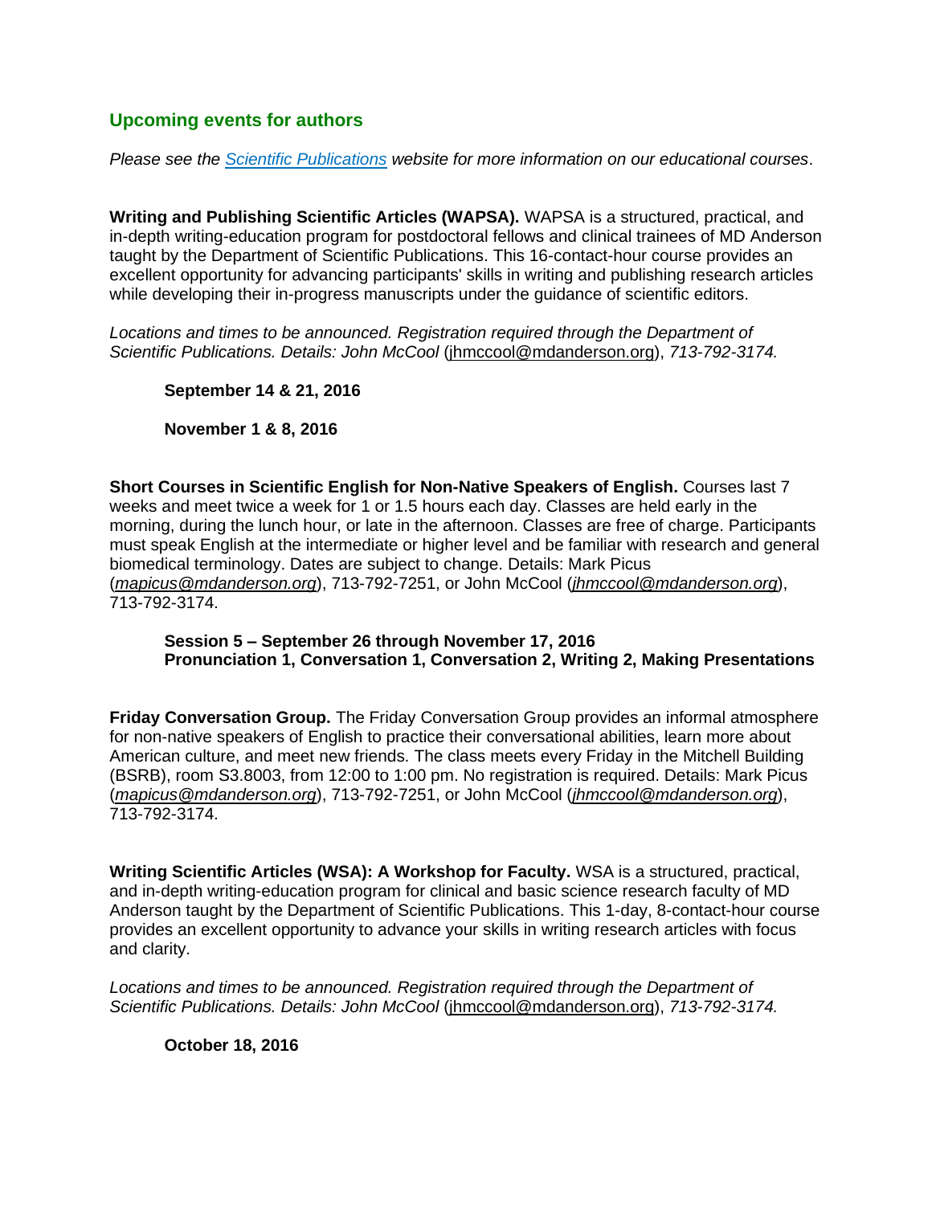## Upcoming events for authors

*Please see the [Scientific Publications](#) website for more information on our educational courses*.

**Writing and Publishing Scientific Articles (WAPSA).** WAPSA is a structured, practical, and in-depth writing-education program for postdoctoral fellows and clinical trainees of MD Anderson taught by the Department of Scientific Publications. This 16-contact-hour course provides an excellent opportunity for advancing participants' skills in writing and publishing research articles while developing their in-progress manuscripts under the guidance of scientific editors.

*Locations and times to be announced. Registration required through the Department of Scientific Publications. Details: John McCool* (jhmccool@mdanderson.org), *713-792-3174.*

**September 14 & 21, 2016**

**November 1 & 8, 2016**

**Short Courses in Scientific English for Non-Native Speakers of English.** Courses last 7 weeks and meet twice a week for 1 or 1.5 hours each day. Classes are held early in the morning, during the lunch hour, or late in the afternoon. Classes are free of charge. Participants must speak English at the intermediate or higher level and be familiar with research and general biomedical terminology. Dates are subject to change. Details: Mark Picus (*mapicus@mdanderson.org*), 713-792-7251, or John McCool (*jhmccool@mdanderson.org*), 713-792-3174.

**Session 5 – September 26 through November 17, 2016**
**Pronunciation 1, Conversation 1, Conversation 2, Writing 2, Making Presentations**

**Friday Conversation Group.** The Friday Conversation Group provides an informal atmosphere for non-native speakers of English to practice their conversational abilities, learn more about American culture, and meet new friends. The class meets every Friday in the Mitchell Building (BSRB), room S3.8003, from 12:00 to 1:00 pm. No registration is required. Details: Mark Picus (*mapicus@mdanderson.org*), 713-792-7251, or John McCool (*jhmccool@mdanderson.org*), 713-792-3174.

**Writing Scientific Articles (WSA): A Workshop for Faculty.** WSA is a structured, practical, and in-depth writing-education program for clinical and basic science research faculty of MD Anderson taught by the Department of Scientific Publications. This 1-day, 8-contact-hour course provides an excellent opportunity to advance your skills in writing research articles with focus and clarity.

*Locations and times to be announced. Registration required through the Department of Scientific Publications. Details: John McCool* (jhmccool@mdanderson.org), *713-792-3174.*

**October 18, 2016**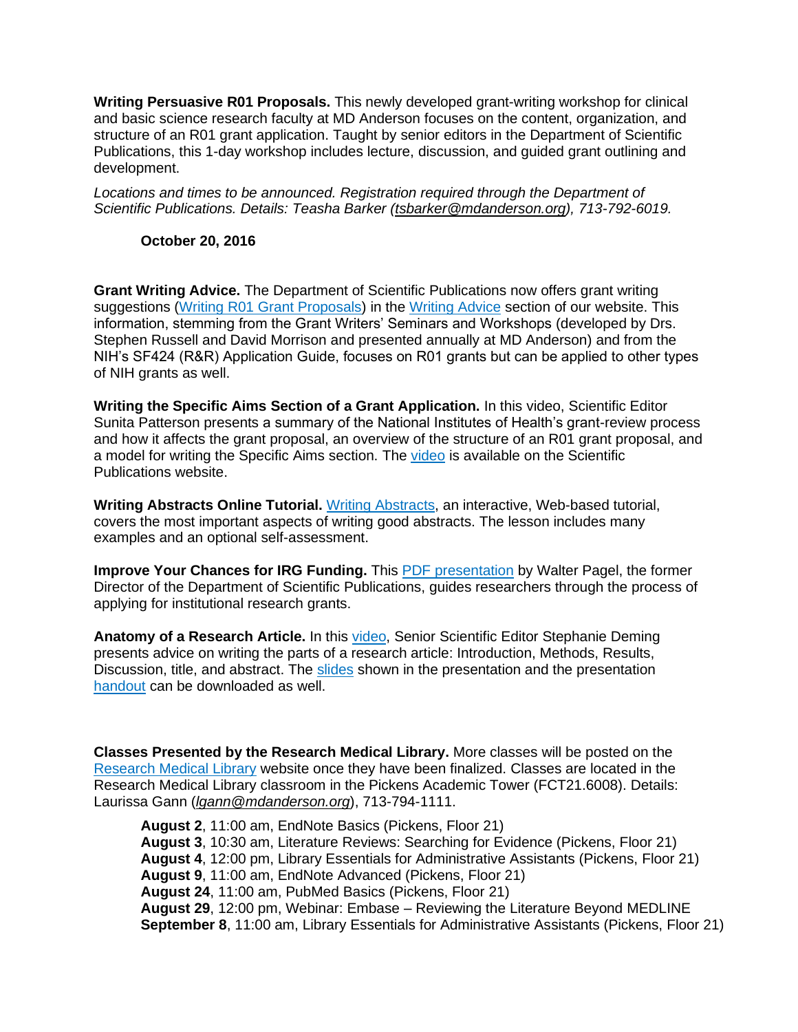**Writing Persuasive R01 Proposals.** This newly developed grant-writing workshop for clinical and basic science research faculty at MD Anderson focuses on the content, organization, and structure of an R01 grant application. Taught by senior editors in the Department of Scientific Publications, this 1-day workshop includes lecture, discussion, and guided grant outlining and development.

*Locations and times to be announced. Registration required through the Department of Scientific Publications. Details: Teasha Barker (tsbarker@mdanderson.org), 713-792-6019.*

**October 20, 2016**

**Grant Writing Advice.** The Department of Scientific Publications now offers grant writing suggestions (Writing R01 Grant Proposals) in the Writing Advice section of our website. This information, stemming from the Grant Writers' Seminars and Workshops (developed by Drs. Stephen Russell and David Morrison and presented annually at MD Anderson) and from the NIH's SF424 (R&R) Application Guide, focuses on R01 grants but can be applied to other types of NIH grants as well.

**Writing the Specific Aims Section of a Grant Application.** In this video, Scientific Editor Sunita Patterson presents a summary of the National Institutes of Health's grant-review process and how it affects the grant proposal, an overview of the structure of an R01 grant proposal, and a model for writing the Specific Aims section. The video is available on the Scientific Publications website.

**Writing Abstracts Online Tutorial.** Writing Abstracts, an interactive, Web-based tutorial, covers the most important aspects of writing good abstracts. The lesson includes many examples and an optional self-assessment.

**Improve Your Chances for IRG Funding.** This PDF presentation by Walter Pagel, the former Director of the Department of Scientific Publications, guides researchers through the process of applying for institutional research grants.

**Anatomy of a Research Article.** In this video, Senior Scientific Editor Stephanie Deming presents advice on writing the parts of a research article: Introduction, Methods, Results, Discussion, title, and abstract. The slides shown in the presentation and the presentation handout can be downloaded as well.

**Classes Presented by the Research Medical Library.** More classes will be posted on the Research Medical Library website once they have been finalized. Classes are located in the Research Medical Library classroom in the Pickens Academic Tower (FCT21.6008). Details: Laurissa Gann (*lgann@mdanderson.org*), 713-794-1111.

**August 2**, 11:00 am, EndNote Basics (Pickens, Floor 21)
**August 3**, 10:30 am, Literature Reviews: Searching for Evidence (Pickens, Floor 21)
**August 4**, 12:00 pm, Library Essentials for Administrative Assistants (Pickens, Floor 21)
**August 9**, 11:00 am, EndNote Advanced (Pickens, Floor 21)
**August 24**, 11:00 am, PubMed Basics (Pickens, Floor 21)
**August 29**, 12:00 pm, Webinar: Embase – Reviewing the Literature Beyond MEDLINE
**September 8**, 11:00 am, Library Essentials for Administrative Assistants (Pickens, Floor 21)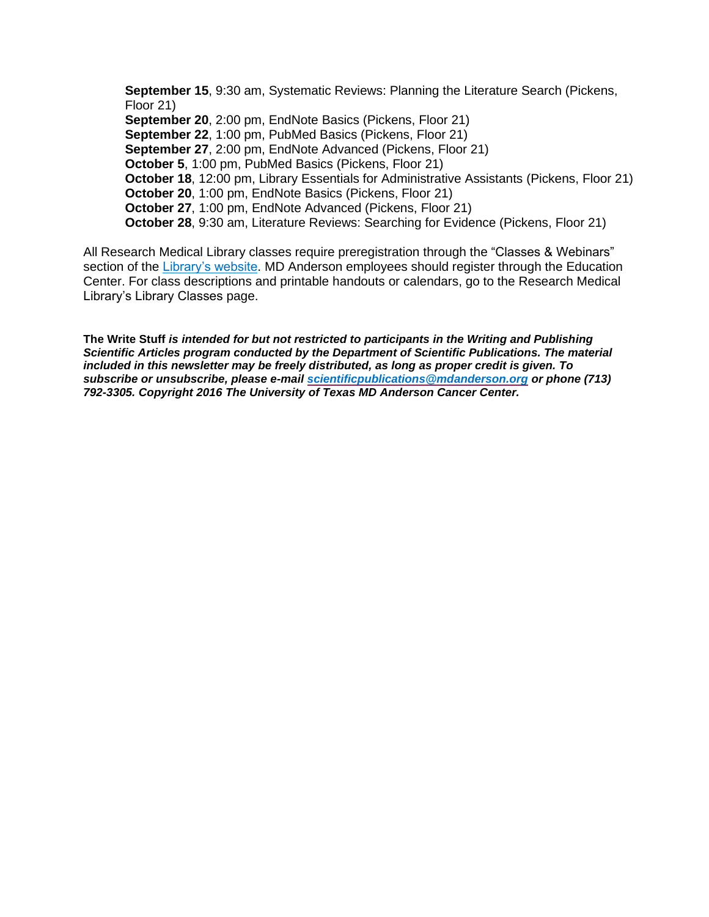**September 15**, 9:30 am, Systematic Reviews: Planning the Literature Search (Pickens, Floor 21)
**September 20**, 2:00 pm, EndNote Basics (Pickens, Floor 21)
**September 22**, 1:00 pm, PubMed Basics (Pickens, Floor 21)
**September 27**, 2:00 pm, EndNote Advanced (Pickens, Floor 21)
**October 5**, 1:00 pm, PubMed Basics (Pickens, Floor 21)
**October 18**, 12:00 pm, Library Essentials for Administrative Assistants (Pickens, Floor 21)
**October 20**, 1:00 pm, EndNote Basics (Pickens, Floor 21)
**October 27**, 1:00 pm, EndNote Advanced (Pickens, Floor 21)
**October 28**, 9:30 am, Literature Reviews: Searching for Evidence (Pickens, Floor 21)

All Research Medical Library classes require preregistration through the "Classes & Webinars" section of the Library's website. MD Anderson employees should register through the Education Center. For class descriptions and printable handouts or calendars, go to the Research Medical Library's Library Classes page.

**The Write Stuff** ***is intended for but not restricted to participants in the Writing and Publishing Scientific Articles program conducted by the Department of Scientific Publications. The material included in this newsletter may be freely distributed, as long as proper credit is given. To subscribe or unsubscribe, please e-mail scientificpublications@mdanderson.org or phone (713) 792-3305. Copyright 2016 The University of Texas MD Anderson Cancer Center.***